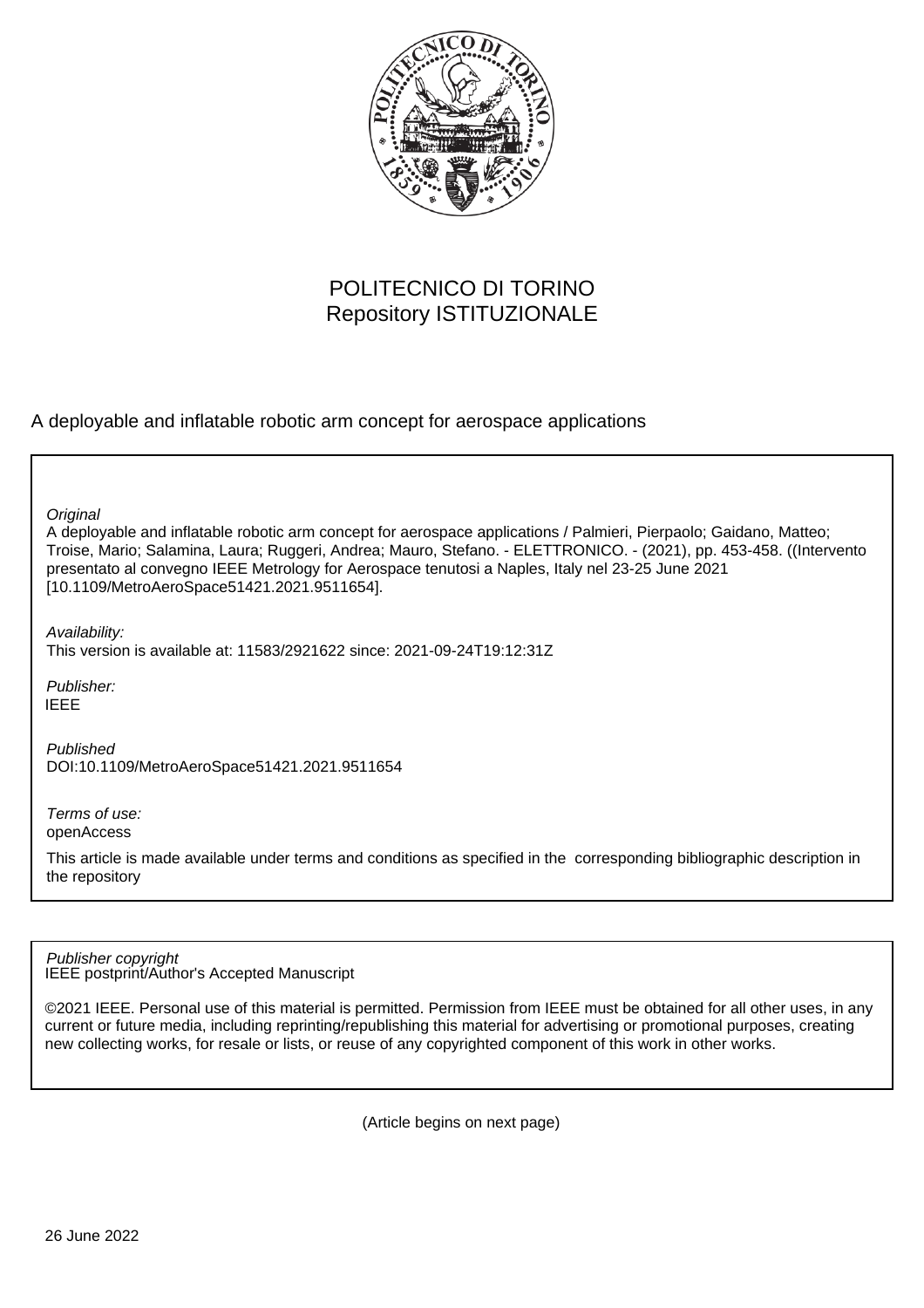POLITECNICO DI TORINO
Repository ISTITUZIONALE

A deployable and inflatable robotic arm concept for aerospace applications

*Original*
A deployable and inflatable robotic arm concept for aerospace applications / Palmieri, Pierpaolo; Gaidano, Matteo; Troise, Mario; Salamina, Laura; Ruggeri, Andrea; Mauro, Stefano. - ELETTRONICO. - (2021), pp. 453-458. ((Intervento presentato al convegno IEEE Metrology for Aerospace tenutosi a Naples, Italy nel 23-25 June 2021 [10.1109/MetroAeroSpace51421.2021.9511654].

*Availability:*
This version is available at: 11583/2921622 since: 2021-09-24T19:12:31Z

*Publisher:*
IEEE

*Published*
DOI:10.1109/MetroAeroSpace51421.2021.9511654

*Terms of use:*
openAccess

This article is made available under terms and conditions as specified in the corresponding bibliographic description in the repository

*Publisher copyright*
IEEE postprint/Author's Accepted Manuscript

©2021 IEEE. Personal use of this material is permitted. Permission from IEEE must be obtained for all other uses, in any current or future media, including reprinting/republishing this material for advertising or promotional purposes, creating new collecting works, for resale or lists, or reuse of any copyrighted component of this work in other works.

(Article begins on next page)

26 June 2022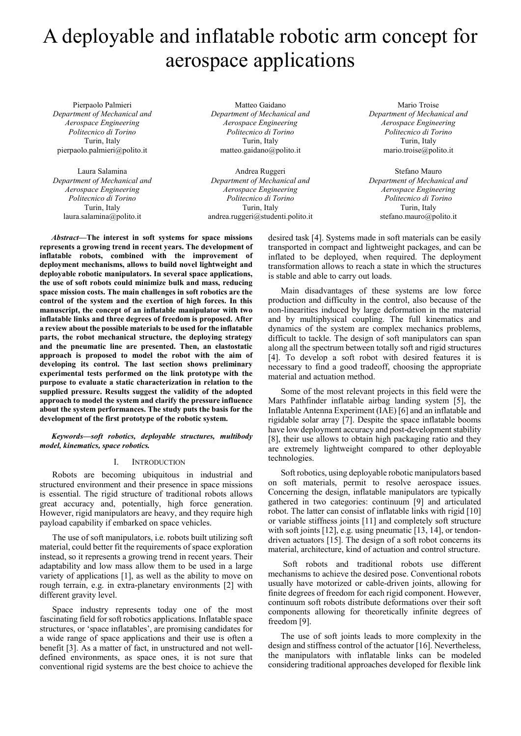# A deployable and inflatable robotic arm concept for aerospace applications

Pierpaolo Palmieri
*Department of Mechanical and Aerospace Engineering*
*Politecnico di Torino*
Turin, Italy
pierpaolo.palmieri@polito.it

Matteo Gaidano
*Department of Mechanical and Aerospace Engineering*
*Politecnico di Torino*
Turin, Italy
matteo.gaidano@polito.it

Mario Troise
*Department of Mechanical and Aerospace Engineering*
*Politecnico di Torino*
Turin, Italy
mario.troise@polito.it

Laura Salamina
*Department of Mechanical and Aerospace Engineering*
*Politecnico di Torino*
Turin, Italy
laura.salamina@polito.it

Andrea Ruggeri
*Department of Mechanical and Aerospace Engineering*
*Politecnico di Torino*
Turin, Italy
andrea.ruggeri@studenti.polito.it

Stefano Mauro
*Department of Mechanical and Aerospace Engineering*
*Politecnico di Torino*
Turin, Italy
stefano.mauro@polito.it

***Abstract*—The interest in soft systems for space missions represents a growing trend in recent years. The development of inflatable robots, combined with the improvement of deployment mechanisms, allows to build novel lightweight and deployable robotic manipulators. In several space applications, the use of soft robots could minimize bulk and mass, reducing space mission costs. The main challenges in soft robotics are the control of the system and the exertion of high forces. In this manuscript, the concept of an inflatable manipulator with two inflatable links and three degrees of freedom is proposed. After a review about the possible materials to be used for the inflatable parts, the robot mechanical structure, the deploying strategy and the pneumatic line are presented. Then, an elastostatic approach is proposed to model the robot with the aim of developing its control. The last section shows preliminary experimental tests performed on the link prototype with the purpose to evaluate a static characterization in relation to the supplied pressure. Results suggest the validity of the adopted approach to model the system and clarify the pressure influence about the system performances. The study puts the basis for the development of the first prototype of the robotic system.**

***Keywords*—soft robotics, deployable structures, multibody model, kinematics, space robotics.**

## I. Introduction

Robots are becoming ubiquitous in industrial and structured environment and their presence in space missions is essential. The rigid structure of traditional robots allows great accuracy and, potentially, high force generation. However, rigid manipulators are heavy, and they require high payload capability if embarked on space vehicles.

The use of soft manipulators, i.e. robots built utilizing soft material, could better fit the requirements of space exploration instead, so it represents a growing trend in recent years. Their adaptability and low mass allow them to be used in a large variety of applications [1], as well as the ability to move on rough terrain, e.g. in extra-planetary environments [2] with different gravity level.

Space industry represents today one of the most fascinating field for soft robotics applications. Inflatable space structures, or 'space inflatables', are promising candidates for a wide range of space applications and their use is often a benefit [3]. As a matter of fact, in unstructured and not well-defined environments, as space ones, it is not sure that conventional rigid systems are the best choice to achieve the desired task [4]. Systems made in soft materials can be easily transported in compact and lightweight packages, and can be inflated to be deployed, when required. The deployment transformation allows to reach a state in which the structures is stable and able to carry out loads.

Main disadvantages of these systems are low force production and difficulty in the control, also because of the non-linearities induced by large deformation in the material and by multiphysical coupling. The full kinematics and dynamics of the system are complex mechanics problems, difficult to tackle. The design of soft manipulators can span along all the spectrum between totally soft and rigid structures [4]. To develop a soft robot with desired features it is necessary to find a good tradeoff, choosing the appropriate material and actuation method.

Some of the most relevant projects in this field were the Mars Pathfinder inflatable airbag landing system [5], the Inflatable Antenna Experiment (IAE) [6] and an inflatable and rigidable solar array [7]. Despite the space inflatable booms have low deployment accuracy and post-development stability [8], their use allows to obtain high packaging ratio and they are extremely lightweight compared to other deployable technologies.

Soft robotics, using deployable robotic manipulators based on soft materials, permit to resolve aerospace issues. Concerning the design, inflatable manipulators are typically gathered in two categories: continuum [9] and articulated robot. The latter can consist of inflatable links with rigid [10] or variable stiffness joints [11] and completely soft structure with soft joints [12], e.g. using pneumatic [13, 14], or tendon-driven actuators [15]. The design of a soft robot concerns its material, architecture, kind of actuation and control structure.

Soft robots and traditional robots use different mechanisms to achieve the desired pose. Conventional robots usually have motorized or cable-driven joints, allowing for finite degrees of freedom for each rigid component. However, continuum soft robots distribute deformations over their soft components allowing for theoretically infinite degrees of freedom [9].

The use of soft joints leads to more complexity in the design and stiffness control of the actuator [16]. Nevertheless, the manipulators with inflatable links can be modeled considering traditional approaches developed for flexible link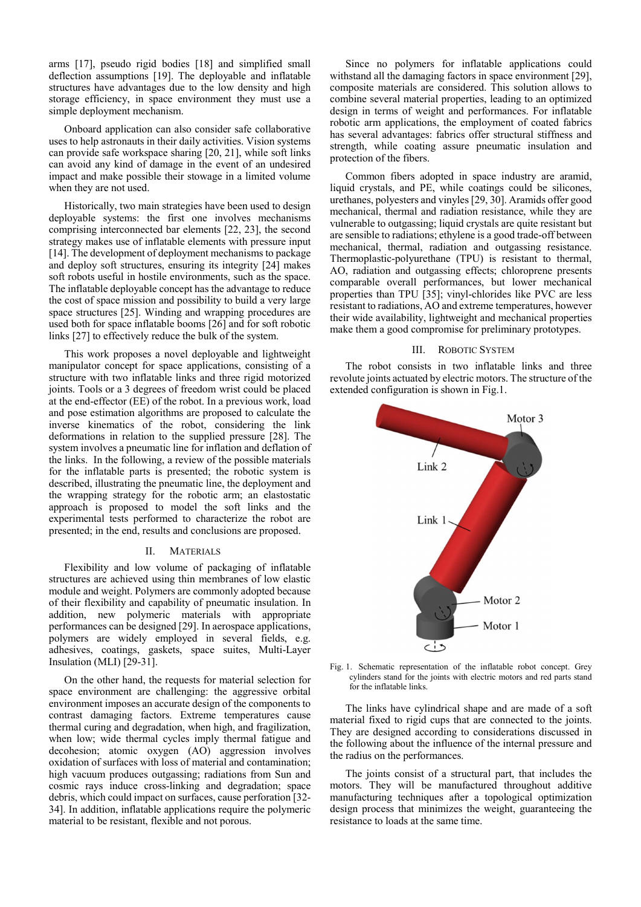arms [17], pseudo rigid bodies [18] and simplified small deflection assumptions [19]. The deployable and inflatable structures have advantages due to the low density and high storage efficiency, in space environment they must use a simple deployment mechanism.

Onboard application can also consider safe collaborative uses to help astronauts in their daily activities. Vision systems can provide safe workspace sharing [20, 21], while soft links can avoid any kind of damage in the event of an undesired impact and make possible their stowage in a limited volume when they are not used.

Historically, two main strategies have been used to design deployable systems: the first one involves mechanisms comprising interconnected bar elements [22, 23], the second strategy makes use of inflatable elements with pressure input [14]. The development of deployment mechanisms to package and deploy soft structures, ensuring its integrity [24] makes soft robots useful in hostile environments, such as the space. The inflatable deployable concept has the advantage to reduce the cost of space mission and possibility to build a very large space structures [25]. Winding and wrapping procedures are used both for space inflatable booms [26] and for soft robotic links [27] to effectively reduce the bulk of the system.

This work proposes a novel deployable and lightweight manipulator concept for space applications, consisting of a structure with two inflatable links and three rigid motorized joints. Tools or a 3 degrees of freedom wrist could be placed at the end-effector (EE) of the robot. In a previous work, load and pose estimation algorithms are proposed to calculate the inverse kinematics of the robot, considering the link deformations in relation to the supplied pressure [28]. The system involves a pneumatic line for inflation and deflation of the links. In the following, a review of the possible materials for the inflatable parts is presented; the robotic system is described, illustrating the pneumatic line, the deployment and the wrapping strategy for the robotic arm; an elastostatic approach is proposed to model the soft links and the experimental tests performed to characterize the robot are presented; in the end, results and conclusions are proposed.

## II. Materials

Flexibility and low volume of packaging of inflatable structures are achieved using thin membranes of low elastic module and weight. Polymers are commonly adopted because of their flexibility and capability of pneumatic insulation. In addition, new polymeric materials with appropriate performances can be designed [29]. In aerospace applications, polymers are widely employed in several fields, e.g. adhesives, coatings, gaskets, space suites, Multi-Layer Insulation (MLI) [29-31].

On the other hand, the requests for material selection for space environment are challenging: the aggressive orbital environment imposes an accurate design of the components to contrast damaging factors. Extreme temperatures cause thermal curing and degradation, when high, and fragilization, when low; wide thermal cycles imply thermal fatigue and decohesion; atomic oxygen (AO) aggression involves oxidation of surfaces with loss of material and contamination; high vacuum produces outgassing; radiations from Sun and cosmic rays induce cross-linking and degradation; space debris, which could impact on surfaces, cause perforation [32-34]. In addition, inflatable applications require the polymeric material to be resistant, flexible and not porous.

Since no polymers for inflatable applications could withstand all the damaging factors in space environment [29], composite materials are considered. This solution allows to combine several material properties, leading to an optimized design in terms of weight and performances. For inflatable robotic arm applications, the employment of coated fabrics has several advantages: fabrics offer structural stiffness and strength, while coating assure pneumatic insulation and protection of the fibers.

Common fibers adopted in space industry are aramid, liquid crystals, and PE, while coatings could be silicones, urethanes, polyesters and vinyles [29, 30]. Aramids offer good mechanical, thermal and radiation resistance, while they are vulnerable to outgassing; liquid crystals are quite resistant but are sensible to radiations; ethylene is a good trade-off between mechanical, thermal, radiation and outgassing resistance. Thermoplastic-polyurethane (TPU) is resistant to thermal, AO, radiation and outgassing effects; chloroprene presents comparable overall performances, but lower mechanical properties than TPU [35]; vinyl-chlorides like PVC are less resistant to radiations, AO and extreme temperatures, however their wide availability, lightweight and mechanical properties make them a good compromise for preliminary prototypes.

## III. Robotic System

The robot consists in two inflatable links and three revolute joints actuated by electric motors. The structure of the extended configuration is shown in Fig.1.

Fig. 1. Schematic representation of the inflatable robot concept. Grey cylinders stand for the joints with electric motors and red parts stand for the inflatable links.

The links have cylindrical shape and are made of a soft material fixed to rigid cups that are connected to the joints. They are designed according to considerations discussed in the following about the influence of the internal pressure and the radius on the performances.

The joints consist of a structural part, that includes the motors. They will be manufactured throughout additive manufacturing techniques after a topological optimization design process that minimizes the weight, guaranteeing the resistance to loads at the same time.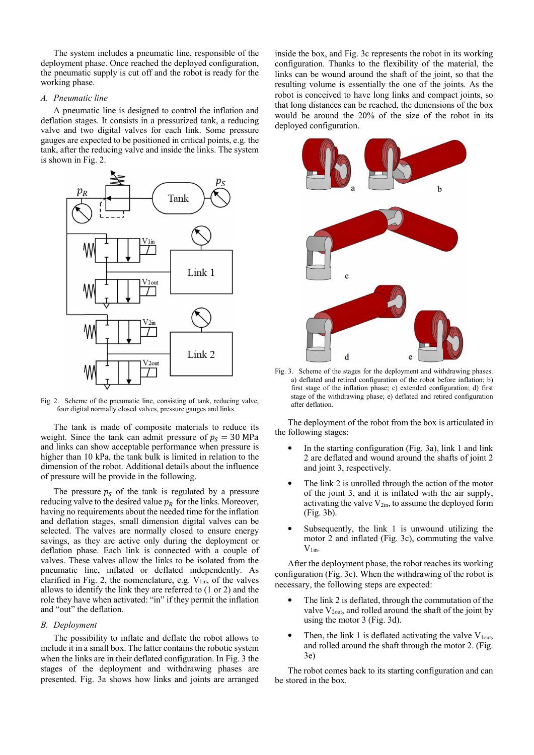The system includes a pneumatic line, responsible of the deployment phase. Once reached the deployed configuration, the pneumatic supply is cut off and the robot is ready for the working phase.

### A. Pneumatic line

A pneumatic line is designed to control the inflation and deflation stages. It consists in a pressurized tank, a reducing valve and two digital valves for each link. Some pressure gauges are expected to be positioned in critical points, e.g. the tank, after the reducing valve and inside the links. The system is shown in Fig. 2.

Fig. 2. Scheme of the pneumatic line, consisting of tank, reducing valve, four digital normally closed valves, pressure gauges and links.

The tank is made of composite materials to reduce its weight. Since the tank can admit pressure of $p_S = 30$ MPa and links can show acceptable performance when pressure is higher than 10 kPa, the tank bulk is limited in relation to the dimension of the robot. Additional details about the influence of pressure will be provide in the following.

The pressure $p_S$ of the tank is regulated by a pressure reducing valve to the desired value $p_R$ for the links. Moreover, having no requirements about the needed time for the inflation and deflation stages, small dimension digital valves can be selected. The valves are normally closed to ensure energy savings, as they are active only during the deployment or deflation phase. Each link is connected with a couple of valves. These valves allow the links to be isolated from the pneumatic line, inflated or deflated independently. As clarified in Fig. 2, the nomenclature, e.g. $V_{1in}$, of the valves allows to identify the link they are referred to (1 or 2) and the role they have when activated: "in" if they permit the inflation and "out" the deflation.

### B. Deployment

The possibility to inflate and deflate the robot allows to include it in a small box. The latter contains the robotic system when the links are in their deflated configuration. In Fig. 3 the stages of the deployment and withdrawing phases are presented. Fig. 3a shows how links and joints are arranged inside the box, and Fig. 3c represents the robot in its working configuration. Thanks to the flexibility of the material, the links can be wound around the shaft of the joint, so that the resulting volume is essentially the one of the joints. As the robot is conceived to have long links and compact joints, so that long distances can be reached, the dimensions of the box would be around the 20% of the size of the robot in its deployed configuration.

Fig. 3. Scheme of the stages for the deployment and withdrawing phases. a) deflated and retired configuration of the robot before inflation; b) first stage of the inflation phase; c) extended configuration; d) first stage of the withdrawing phase; e) deflated and retired configuration after deflation.

The deployment of the robot from the box is articulated in the following stages:

- In the starting configuration (Fig. 3a), link 1 and link 2 are deflated and wound around the shafts of joint 2 and joint 3, respectively.
- The link 2 is unrolled through the action of the motor of the joint 3, and it is inflated with the air supply, activating the valve $V_{2in}$, to assume the deployed form (Fig. 3b).
- Subsequently, the link 1 is unwound utilizing the motor 2 and inflated (Fig. 3c), commuting the valve $V_{1in}$.

After the deployment phase, the robot reaches its working configuration (Fig. 3c). When the withdrawing of the robot is necessary, the following steps are expected:

- The link 2 is deflated, through the commutation of the valve $V_{2out}$, and rolled around the shaft of the joint by using the motor 3 (Fig. 3d).
- Then, the link 1 is deflated activating the valve $V_{1out}$, and rolled around the shaft through the motor 2. (Fig. 3e)

The robot comes back to its starting configuration and can be stored in the box.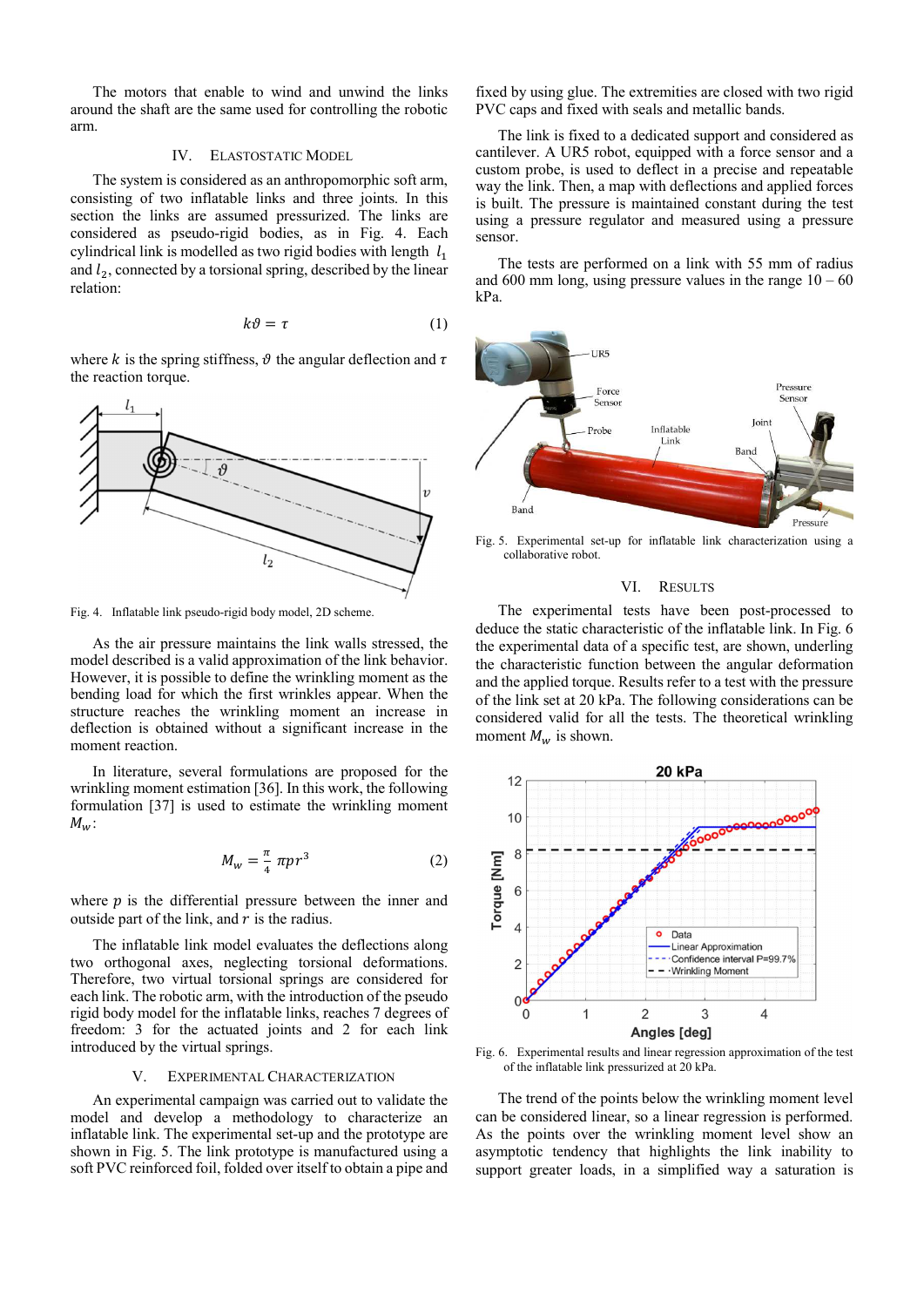The motors that enable to wind and unwind the links around the shaft are the same used for controlling the robotic arm.

## IV. Elastostatic Model

The system is considered as an anthropomorphic soft arm, consisting of two inflatable links and three joints. In this section the links are assumed pressurized. The links are considered as pseudo-rigid bodies, as in Fig. 4. Each cylindrical link is modelled as two rigid bodies with length $l_1$ and $l_2$, connected by a torsional spring, described by the linear relation:

$$k\vartheta = \tau \tag{1}$$

where $k$ is the spring stiffness, $\vartheta$ the angular deflection and $\tau$ the reaction torque.

Fig. 4. Inflatable link pseudo-rigid body model, 2D scheme.

As the air pressure maintains the link walls stressed, the model described is a valid approximation of the link behavior. However, it is possible to define the wrinkling moment as the bending load for which the first wrinkles appear. When the structure reaches the wrinkling moment an increase in deflection is obtained without a significant increase in the moment reaction.

In literature, several formulations are proposed for the wrinkling moment estimation [36]. In this work, the following formulation [37] is used to estimate the wrinkling moment $M_w$:

$$M_w = \frac{\pi}{4}\pi p r^3 \tag{2}$$

where $p$ is the differential pressure between the inner and outside part of the link, and $r$ is the radius.

The inflatable link model evaluates the deflections along two orthogonal axes, neglecting torsional deformations. Therefore, two virtual torsional springs are considered for each link. The robotic arm, with the introduction of the pseudo rigid body model for the inflatable links, reaches 7 degrees of freedom: 3 for the actuated joints and 2 for each link introduced by the virtual springs.

## V. Experimental Characterization

An experimental campaign was carried out to validate the model and develop a methodology to characterize an inflatable link. The experimental set-up and the prototype are shown in Fig. 5. The link prototype is manufactured using a soft PVC reinforced foil, folded over itself to obtain a pipe and fixed by using glue. The extremities are closed with two rigid PVC caps and fixed with seals and metallic bands.

The link is fixed to a dedicated support and considered as cantilever. A UR5 robot, equipped with a force sensor and a custom probe, is used to deflect in a precise and repeatable way the link. Then, a map with deflections and applied forces is built. The pressure is maintained constant during the test using a pressure regulator and measured using a pressure sensor.

The tests are performed on a link with 55 mm of radius and 600 mm long, using pressure values in the range 10 – 60 kPa.

Fig. 5. Experimental set-up for inflatable link characterization using a collaborative robot.

## VI. Results

The experimental tests have been post-processed to deduce the static characteristic of the inflatable link. In Fig. 6 the experimental data of a specific test, are shown, underling the characteristic function between the angular deformation and the applied torque. Results refer to a test with the pressure of the link set at 20 kPa. The following considerations can be considered valid for all the tests. The theoretical wrinkling moment $M_w$ is shown.

Fig. 6. Experimental results and linear regression approximation of the test of the inflatable link pressurized at 20 kPa.

The trend of the points below the wrinkling moment level can be considered linear, so a linear regression is performed. As the points over the wrinkling moment level show an asymptotic tendency that highlights the link inability to support greater loads, in a simplified way a saturation is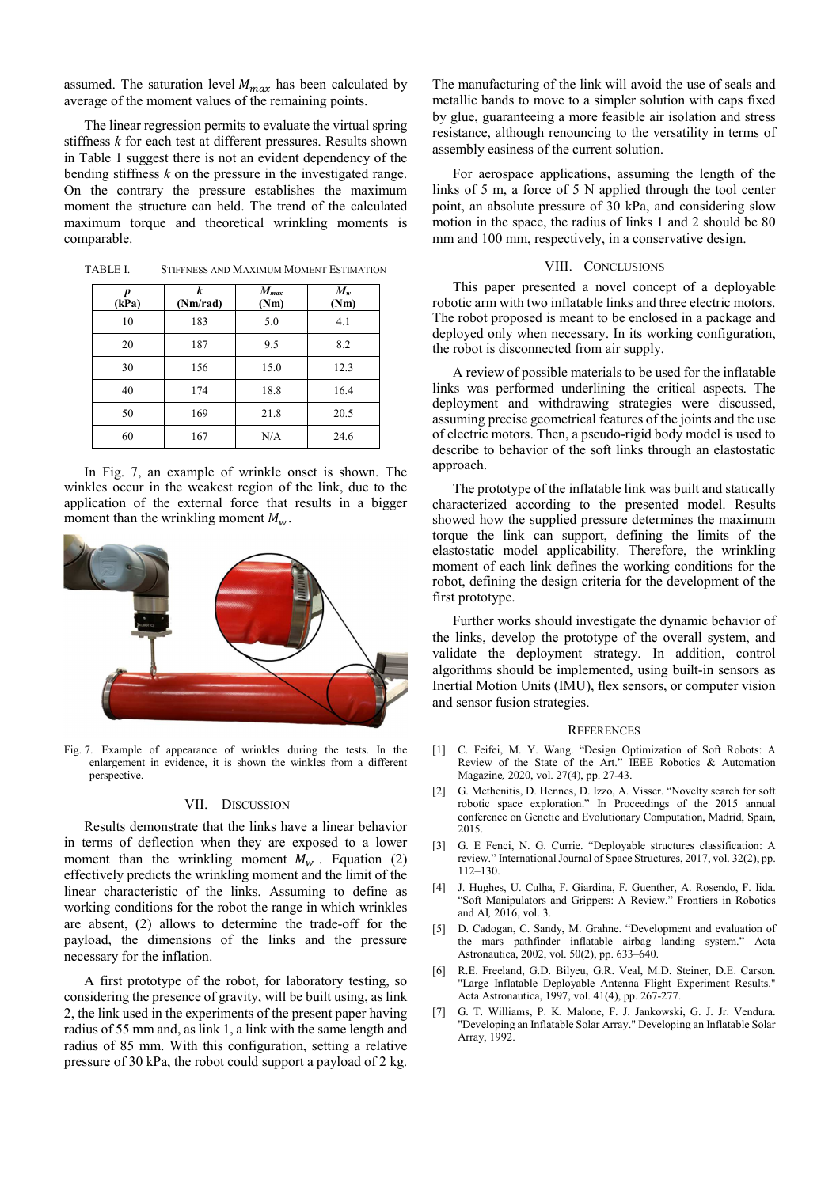assumed. The saturation level $M_{max}$ has been calculated by average of the moment values of the remaining points.

The linear regression permits to evaluate the virtual spring stiffness $k$ for each test at different pressures. Results shown in Table 1 suggest there is not an evident dependency of the bending stiffness $k$ on the pressure in the investigated range. On the contrary the pressure establishes the maximum moment the structure can held. The trend of the calculated maximum torque and theoretical wrinkling moments is comparable.

TABLE I. STIFFNESS AND MAXIMUM MOMENT ESTIMATION

| $p$ (kPa) | $k$ (Nm/rad) | $M_{max}$ (Nm) | $M_w$ (Nm) |
|---|---|---|---|
| 10 | 183 | 5.0 | 4.1 |
| 20 | 187 | 9.5 | 8.2 |
| 30 | 156 | 15.0 | 12.3 |
| 40 | 174 | 18.8 | 16.4 |
| 50 | 169 | 21.8 | 20.5 |
| 60 | 167 | N/A | 24.6 |

In Fig. 7, an example of wrinkle onset is shown. The winkles occur in the weakest region of the link, due to the application of the external force that results in a bigger moment than the wrinkling moment $M_w$.

Fig. 7. Example of appearance of wrinkles during the tests. In the enlargement in evidence, it is shown the winkles from a different perspective.

## VII. DISCUSSION

Results demonstrate that the links have a linear behavior in terms of deflection when they are exposed to a lower moment than the wrinkling moment $M_w$. Equation (2) effectively predicts the wrinkling moment and the limit of the linear characteristic of the links. Assuming to define as working conditions for the robot the range in which wrinkles are absent, (2) allows to determine the trade-off for the payload, the dimensions of the links and the pressure necessary for the inflation.

A first prototype of the robot, for laboratory testing, so considering the presence of gravity, will be built using, as link 2, the link used in the experiments of the present paper having radius of 55 mm and, as link 1, a link with the same length and radius of 85 mm. With this configuration, setting a relative pressure of 30 kPa, the robot could support a payload of 2 kg. The manufacturing of the link will avoid the use of seals and metallic bands to move to a simpler solution with caps fixed by glue, guaranteeing a more feasible air isolation and stress resistance, although renouncing to the versatility in terms of assembly easiness of the current solution.

For aerospace applications, assuming the length of the links of 5 m, a force of 5 N applied through the tool center point, an absolute pressure of 30 kPa, and considering slow motion in the space, the radius of links 1 and 2 should be 80 mm and 100 mm, respectively, in a conservative design.

## VIII. CONCLUSIONS

This paper presented a novel concept of a deployable robotic arm with two inflatable links and three electric motors. The robot proposed is meant to be enclosed in a package and deployed only when necessary. In its working configuration, the robot is disconnected from air supply.

A review of possible materials to be used for the inflatable links was performed underlining the critical aspects. The deployment and withdrawing strategies were discussed, assuming precise geometrical features of the joints and the use of electric motors. Then, a pseudo-rigid body model is used to describe to behavior of the soft links through an elastostatic approach.

The prototype of the inflatable link was built and statically characterized according to the presented model. Results showed how the supplied pressure determines the maximum torque the link can support, defining the limits of the elastostatic model applicability. Therefore, the wrinkling moment of each link defines the working conditions for the robot, defining the design criteria for the development of the first prototype.

Further works should investigate the dynamic behavior of the links, develop the prototype of the overall system, and validate the deployment strategy. In addition, control algorithms should be implemented, using built-in sensors as Inertial Motion Units (IMU), flex sensors, or computer vision and sensor fusion strategies.

## REFERENCES

[1] C. Feifei, M. Y. Wang. "Design Optimization of Soft Robots: A Review of the State of the Art." IEEE Robotics & Automation Magazine, 2020, vol. 27(4), pp. 27-43.

[2] G. Methenitis, D. Hennes, D. Izzo, A. Visser. "Novelty search for soft robotic space exploration." In Proceedings of the 2015 annual conference on Genetic and Evolutionary Computation, Madrid, Spain, 2015.

[3] G. E Fenci, N. G. Currie. "Deployable structures classification: A review." International Journal of Space Structures, 2017, vol. 32(2), pp. 112–130.

[4] J. Hughes, U. Culha, F. Giardina, F. Guenther, A. Rosendo, F. Iida. "Soft Manipulators and Grippers: A Review." Frontiers in Robotics and AI, 2016, vol. 3.

[5] D. Cadogan, C. Sandy, M. Grahne. "Development and evaluation of the mars pathfinder inflatable airbag landing system." Acta Astronautica, 2002, vol. 50(2), pp. 633–640.

[6] R.E. Freeland, G.D. Bilyeu, G.R. Veal, M.D. Steiner, D.E. Carson. "Large Inflatable Deployable Antenna Flight Experiment Results." Acta Astronautica, 1997, vol. 41(4), pp. 267-277.

[7] G. T. Williams, P. K. Malone, F. J. Jankowski, G. J. Jr. Vendura. "Developing an Inflatable Solar Array." Developing an Inflatable Solar Array, 1992.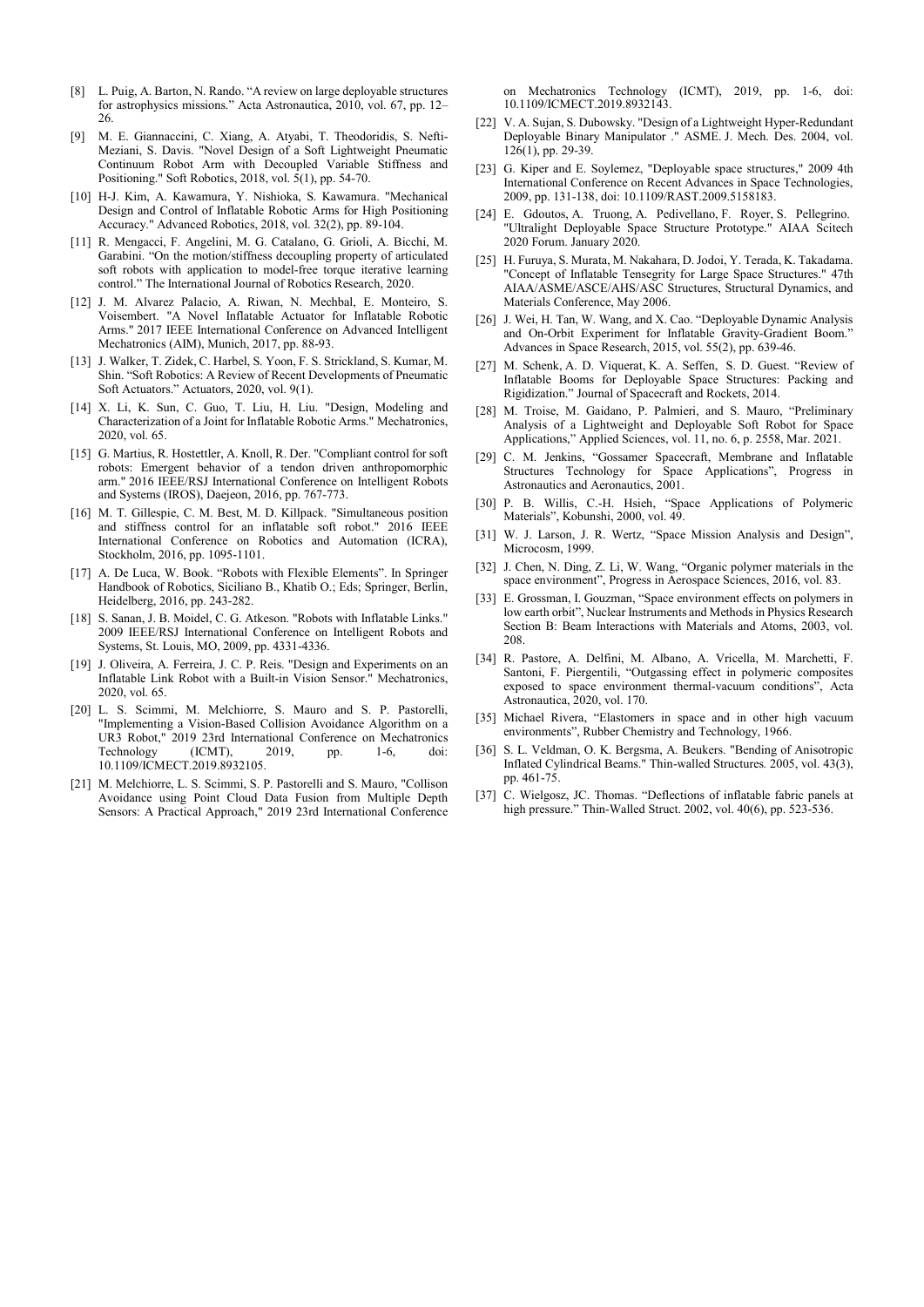[8] L. Puig, A. Barton, N. Rando. "A review on large deployable structures for astrophysics missions." Acta Astronautica, 2010, vol. 67, pp. 12–26.

[9] M. E. Giannaccini, C. Xiang, A. Atyabi, T. Theodoridis, S. Nefti-Meziani, S. Davis. "Novel Design of a Soft Lightweight Pneumatic Continuum Robot Arm with Decoupled Variable Stiffness and Positioning." Soft Robotics, 2018, vol. 5(1), pp. 54-70.

[10] H-J. Kim, A. Kawamura, Y. Nishioka, S. Kawamura. "Mechanical Design and Control of Inflatable Robotic Arms for High Positioning Accuracy." Advanced Robotics, 2018, vol. 32(2), pp. 89-104.

[11] R. Mengacci, F. Angelini, M. G. Catalano, G. Grioli, A. Bicchi, M. Garabini. "On the motion/stiffness decoupling property of articulated soft robots with application to model-free torque iterative learning control." The International Journal of Robotics Research, 2020.

[12] J. M. Alvarez Palacio, A. Riwan, N. Mechbal, E. Monteiro, S. Voisembert. "A Novel Inflatable Actuator for Inflatable Robotic Arms." 2017 IEEE International Conference on Advanced Intelligent Mechatronics (AIM), Munich, 2017, pp. 88-93.

[13] J. Walker, T. Zidek, C. Harbel, S. Yoon, F. S. Strickland, S. Kumar, M. Shin. "Soft Robotics: A Review of Recent Developments of Pneumatic Soft Actuators." Actuators, 2020, vol. 9(1).

[14] X. Li, K. Sun, C. Guo, T. Liu, H. Liu. "Design, Modeling and Characterization of a Joint for Inflatable Robotic Arms." Mechatronics, 2020, vol. 65.

[15] G. Martius, R. Hostettler, A. Knoll, R. Der. "Compliant control for soft robots: Emergent behavior of a tendon driven anthropomorphic arm." 2016 IEEE/RSJ International Conference on Intelligent Robots and Systems (IROS), Daejeon, 2016, pp. 767-773.

[16] M. T. Gillespie, C. M. Best, M. D. Killpack. "Simultaneous position and stiffness control for an inflatable soft robot." 2016 IEEE International Conference on Robotics and Automation (ICRA), Stockholm, 2016, pp. 1095-1101.

[17] A. De Luca, W. Book. "Robots with Flexible Elements". In Springer Handbook of Robotics, Siciliano B., Khatib O.; Eds; Springer, Berlin, Heidelberg, 2016, pp. 243-282.

[18] S. Sanan, J. B. Moidel, C. G. Atkeson. "Robots with Inflatable Links." 2009 IEEE/RSJ International Conference on Intelligent Robots and Systems, St. Louis, MO, 2009, pp. 4331-4336.

[19] J. Oliveira, A. Ferreira, J. C. P. Reis. "Design and Experiments on an Inflatable Link Robot with a Built-in Vision Sensor." Mechatronics, 2020, vol. 65.

[20] L. S. Scimmi, M. Melchiorre, S. Mauro and S. P. Pastorelli, "Implementing a Vision-Based Collision Avoidance Algorithm on a UR3 Robot," 2019 23rd International Conference on Mechatronics Technology (ICMT), 2019, pp. 1-6, doi: 10.1109/ICMECT.2019.8932105.

[21] M. Melchiorre, L. S. Scimmi, S. P. Pastorelli and S. Mauro, "Collison Avoidance using Point Cloud Data Fusion from Multiple Depth Sensors: A Practical Approach," 2019 23rd International Conference on Mechatronics Technology (ICMT), 2019, pp. 1-6, doi: 10.1109/ICMECT.2019.8932143.

[22] V. A. Sujan, S. Dubowsky. "Design of a Lightweight Hyper-Redundant Deployable Binary Manipulator ." ASME. J. Mech. Des. 2004, vol. 126(1), pp. 29-39.

[23] G. Kiper and E. Soylemez, "Deployable space structures," 2009 4th International Conference on Recent Advances in Space Technologies, 2009, pp. 131-138, doi: 10.1109/RAST.2009.5158183.

[24] E. Gdoutos, A. Truong, A. Pedivellano, F. Royer, S. Pellegrino. "Ultralight Deployable Space Structure Prototype." AIAA Scitech 2020 Forum. January 2020.

[25] H. Furuya, S. Murata, M. Nakahara, D. Jodoi, Y. Terada, K. Takadama. "Concept of Inflatable Tensegrity for Large Space Structures." 47th AIAA/ASME/ASCE/AHS/ASC Structures, Structural Dynamics, and Materials Conference, May 2006.

[26] J. Wei, H. Tan, W. Wang, and X. Cao. "Deployable Dynamic Analysis and On-Orbit Experiment for Inflatable Gravity-Gradient Boom." Advances in Space Research, 2015, vol. 55(2), pp. 639-46.

[27] M. Schenk, A. D. Viquerat, K. A. Seffen, S. D. Guest. "Review of Inflatable Booms for Deployable Space Structures: Packing and Rigidization." Journal of Spacecraft and Rockets, 2014.

[28] M. Troise, M. Gaidano, P. Palmieri, and S. Mauro, "Preliminary Analysis of a Lightweight and Deployable Soft Robot for Space Applications," Applied Sciences, vol. 11, no. 6, p. 2558, Mar. 2021.

[29] C. M. Jenkins, "Gossamer Spacecraft, Membrane and Inflatable Structures Technology for Space Applications", Progress in Astronautics and Aeronautics, 2001.

[30] P. B. Willis, C.-H. Hsieh, "Space Applications of Polymeric Materials", Kobunshi, 2000, vol. 49.

[31] W. J. Larson, J. R. Wertz, "Space Mission Analysis and Design", Microcosm, 1999.

[32] J. Chen, N. Ding, Z. Li, W. Wang, "Organic polymer materials in the space environment", Progress in Aerospace Sciences, 2016, vol. 83.

[33] E. Grossman, I. Gouzman, "Space environment effects on polymers in low earth orbit", Nuclear Instruments and Methods in Physics Research Section B: Beam Interactions with Materials and Atoms, 2003, vol. 208.

[34] R. Pastore, A. Delfini, M. Albano, A. Vricella, M. Marchetti, F. Santoni, F. Piergentili, "Outgassing effect in polymeric composites exposed to space environment thermal-vacuum conditions", Acta Astronautica, 2020, vol. 170.

[35] Michael Rivera, "Elastomers in space and in other high vacuum environments", Rubber Chemistry and Technology, 1966.

[36] S. L. Veldman, O. K. Bergsma, A. Beukers. "Bending of Anisotropic Inflated Cylindrical Beams." Thin-walled Structures. 2005, vol. 43(3), pp. 461-75.

[37] C. Wielgosz, JC. Thomas. "Deflections of inflatable fabric panels at high pressure." Thin-Walled Struct. 2002, vol. 40(6), pp. 523-536.